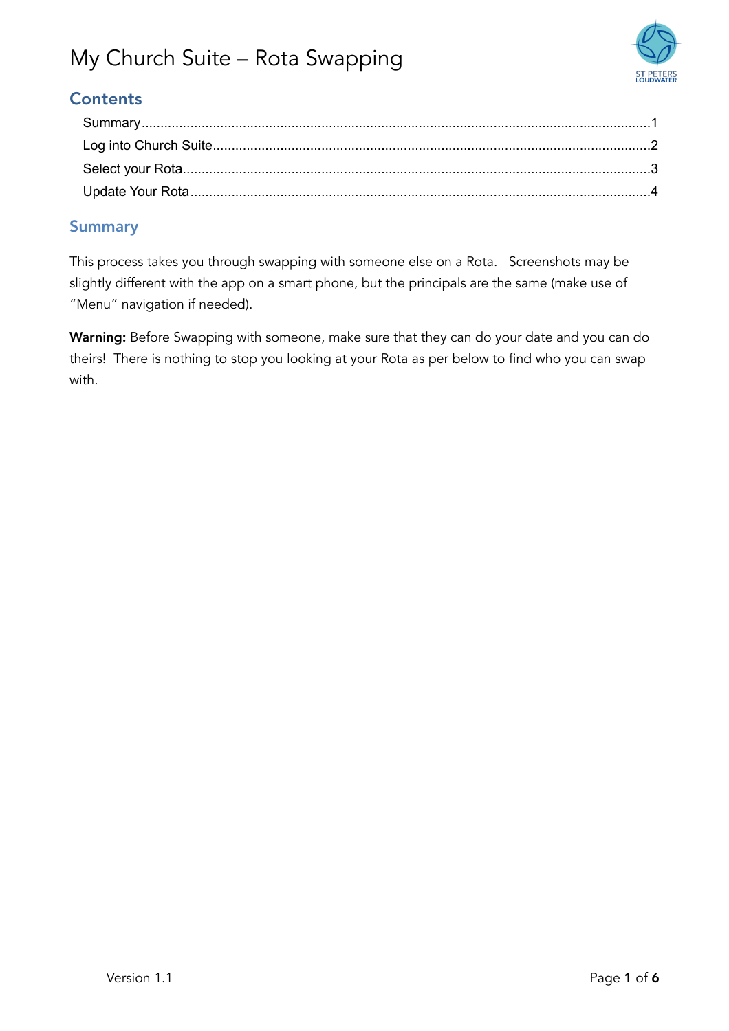# My Church Suite – Rota Swapping

## Contents

- Summary.....1
- Log into Church Suite.....2
- Select your Rota.....3
- Update Your Rota.....4

## Summary

This process takes you through swapping with someone else on a Rota. Screenshots may be slightly different with the app on a smart phone, but the principals are the same (make use of "Menu" navigation if needed).

**Warning:** Before Swapping with someone, make sure that they can do your date and you can do theirs! There is nothing to stop you looking at your Rota as per below to find who you can swap with.

Version 1.1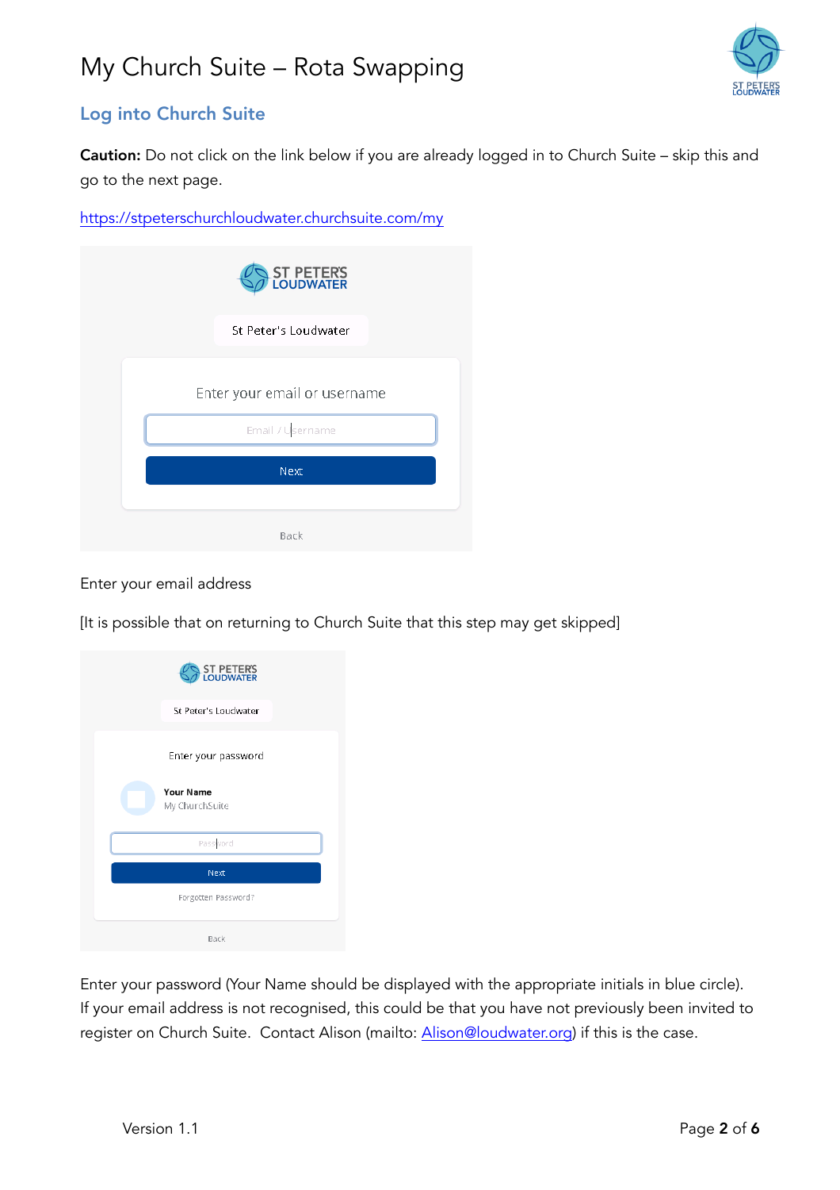# My Church Suite – Rota Swapping

## Log into Church Suite

**Caution:** Do not click on the link below if you are already logged in to Church Suite – skip this and go to the next page.

https://stpeterschurchloudwater.churchsuite.com/my

Enter your email address

[It is possible that on returning to Church Suite that this step may get skipped]

Enter your password (Your Name should be displayed with the appropriate initials in blue circle).
If your email address is not recognised, this could be that you have not previously been invited to register on Church Suite. Contact Alison (mailto: Alison@loudwater.org) if this is the case.

Version 1.1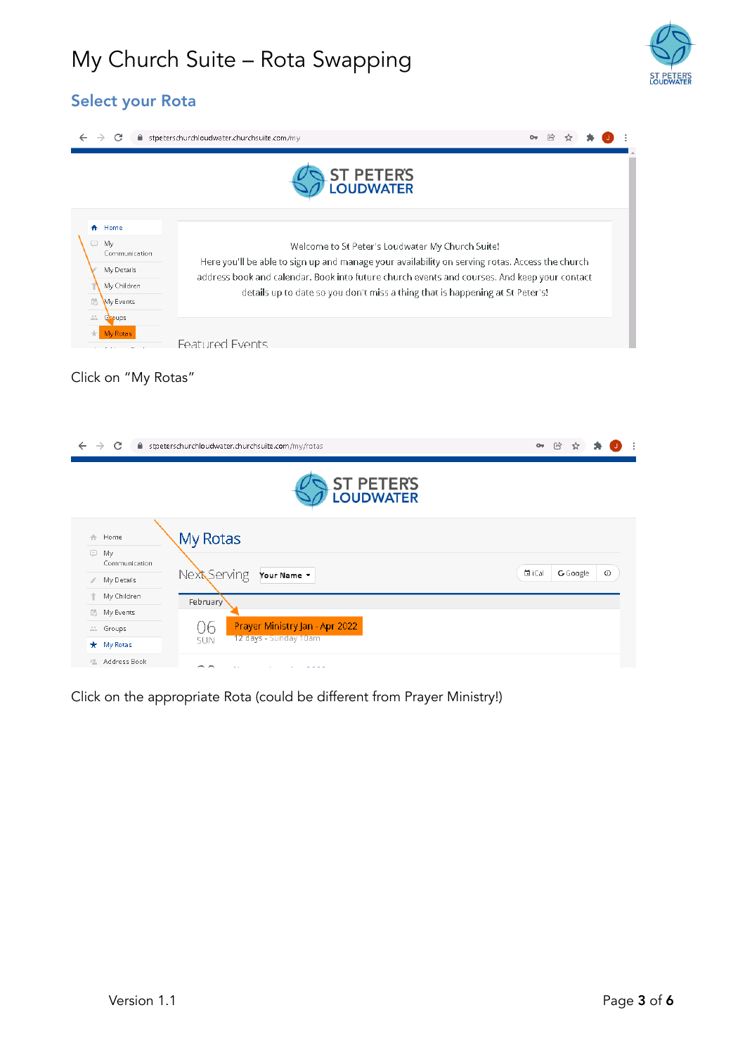# My Church Suite – Rota Swapping

## Select your Rota

Click on "My Rotas"

Click on the appropriate Rota (could be different from Prayer Ministry!)

Version 1.1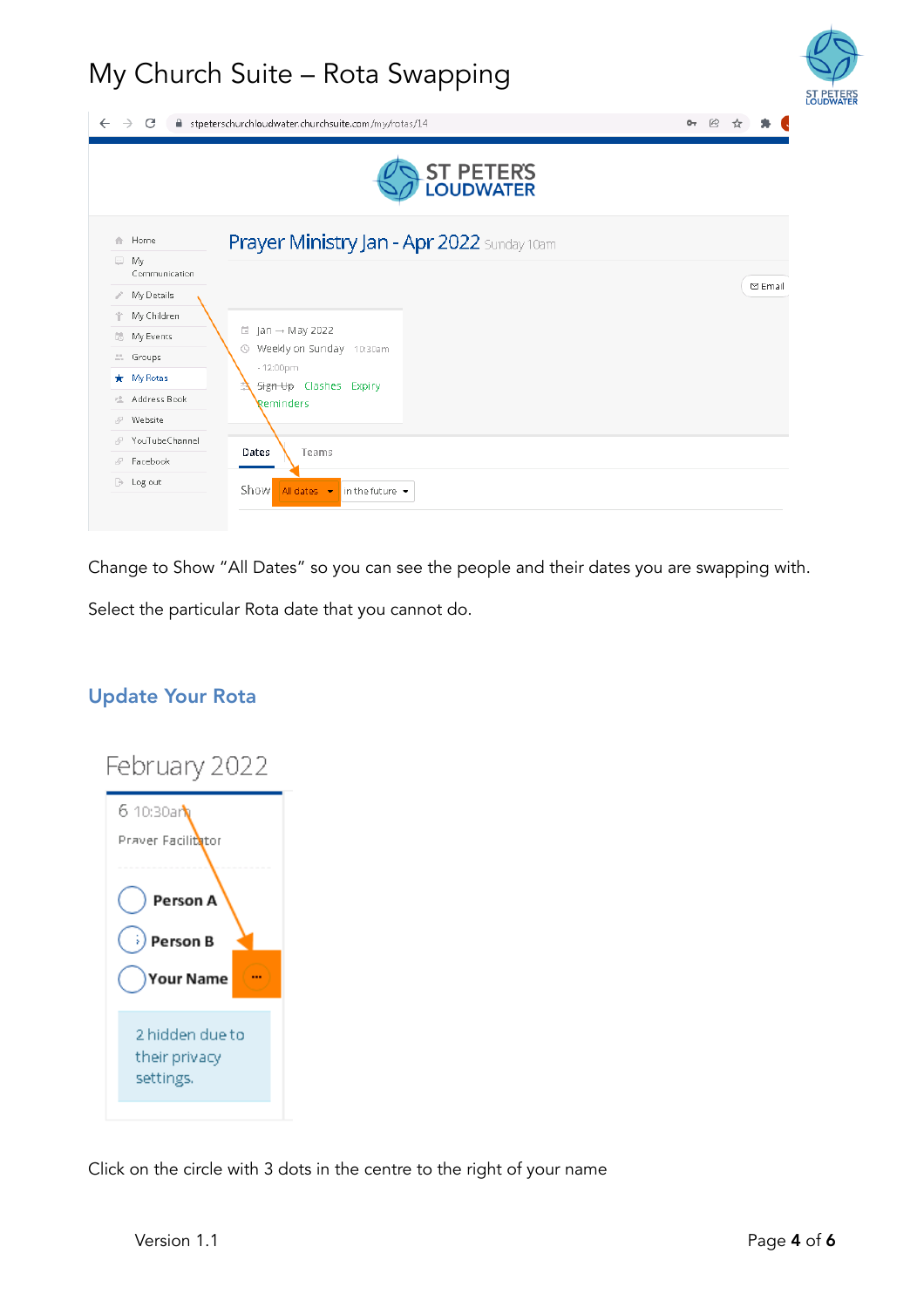# My Church Suite – Rota Swapping

Change to Show "All Dates" so you can see the people and their dates you are swapping with.

Select the particular Rota date that you cannot do.

## Update Your Rota

Click on the circle with 3 dots in the centre to the right of your name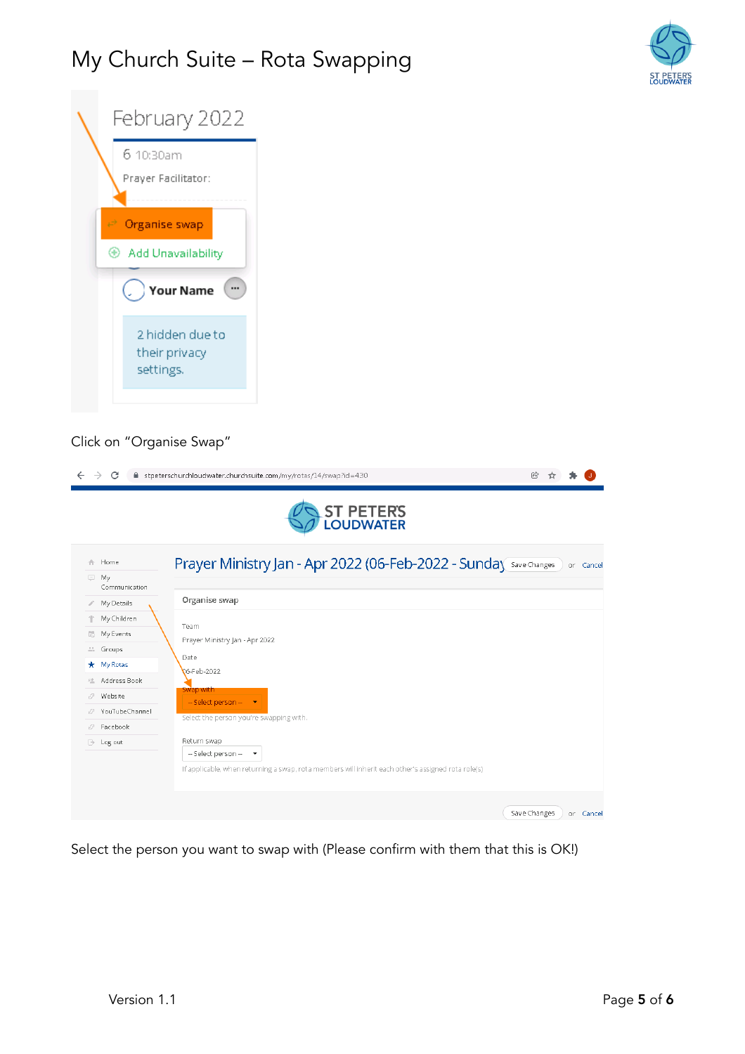# My Church Suite – Rota Swapping

Click on "Organise Swap"

Select the person you want to swap with (Please confirm with them that this is OK!)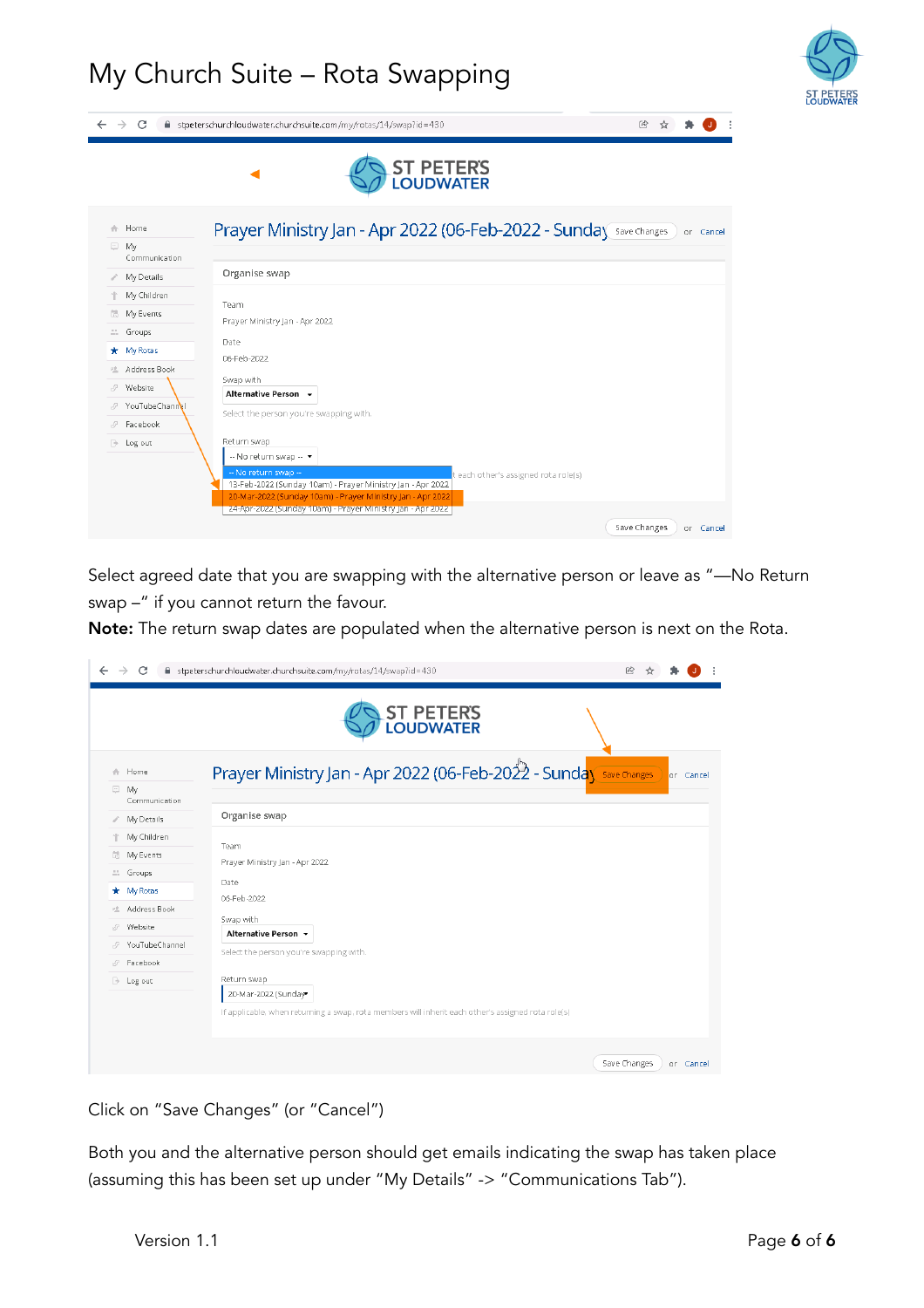Select agreed date that you are swapping with the alternative person or leave as "—No Return swap –" if you cannot return the favour.

**Note:** The return swap dates are populated when the alternative person is next on the Rota.

Click on "Save Changes" (or "Cancel")

Both you and the alternative person should get emails indicating the swap has taken place (assuming this has been set up under "My Details" -> "Communications Tab").

Version 1.1